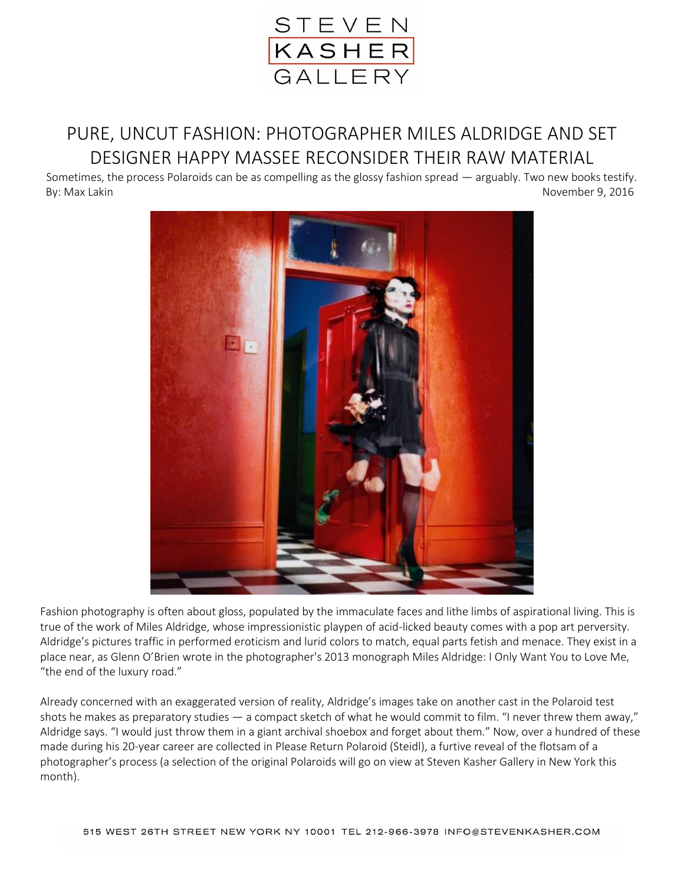STEVEN
KASHER
GALLERY

# PURE, UNCUT FASHION: PHOTOGRAPHER MILES ALDRIDGE AND SET DESIGNER HAPPY MASSEE RECONSIDER THEIR RAW MATERIAL

Sometimes, the process Polaroids can be as compelling as the glossy fashion spread — arguably. Two new books testify.

By: Max Lakin

November 9, 2016

Fashion photography is often about gloss, populated by the immaculate faces and lithe limbs of aspirational living. This is true of the work of Miles Aldridge, whose impressionistic playpen of acid-licked beauty comes with a pop art perversity. Aldridge's pictures traffic in performed eroticism and lurid colors to match, equal parts fetish and menace. They exist in a place near, as Glenn O'Brien wrote in the photographer's 2013 monograph Miles Aldridge: I Only Want You to Love Me, "the end of the luxury road."

Already concerned with an exaggerated version of reality, Aldridge's images take on another cast in the Polaroid test shots he makes as preparatory studies — a compact sketch of what he would commit to film. "I never threw them away," Aldridge says. "I would just throw them in a giant archival shoebox and forget about them." Now, over a hundred of these made during his 20-year career are collected in Please Return Polaroid (Steidl), a furtive reveal of the flotsam of a photographer's process (a selection of the original Polaroids will go on view at Steven Kasher Gallery in New York this month).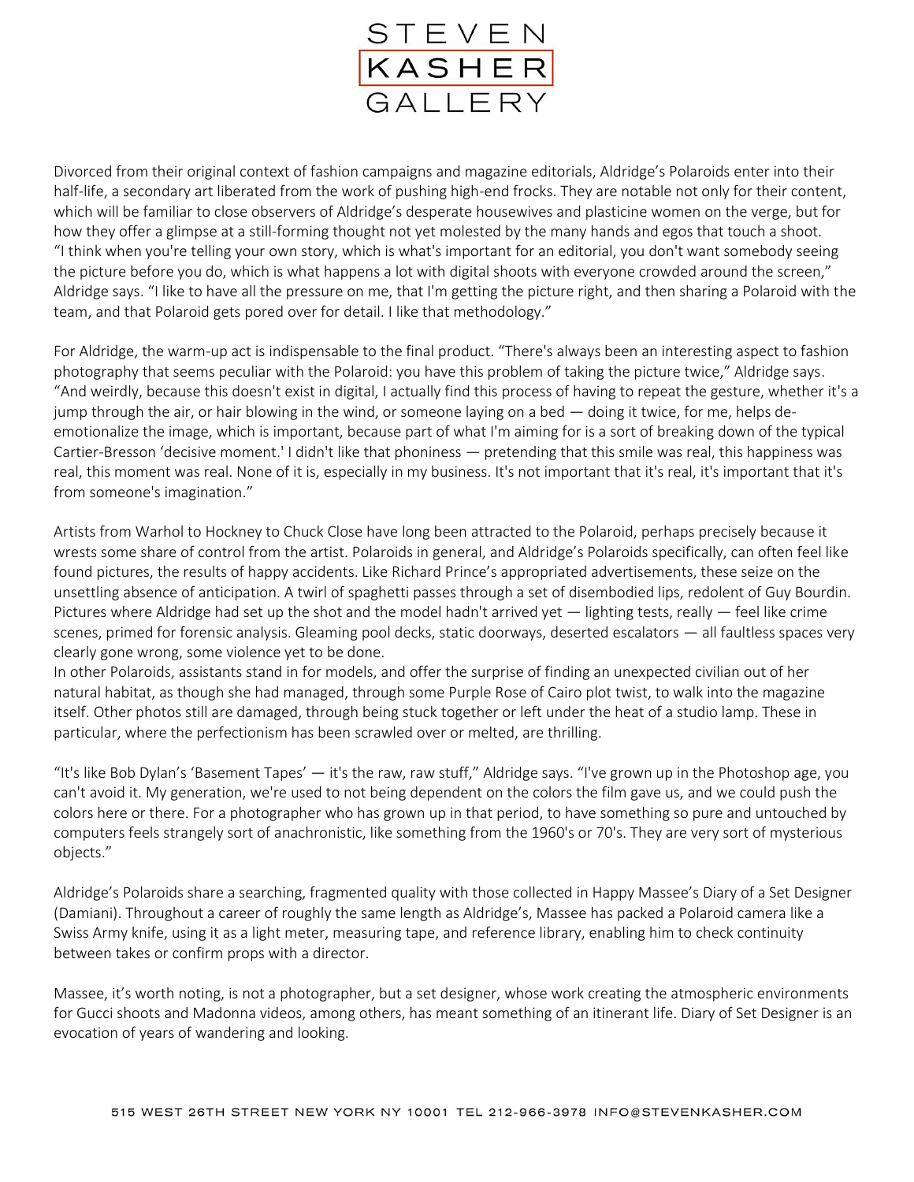Divorced from their original context of fashion campaigns and magazine editorials, Aldridge's Polaroids enter into their half-life, a secondary art liberated from the work of pushing high-end frocks. They are notable not only for their content, which will be familiar to close observers of Aldridge's desperate housewives and plasticine women on the verge, but for how they offer a glimpse at a still-forming thought not yet molested by the many hands and egos that touch a shoot. "I think when you're telling your own story, which is what's important for an editorial, you don't want somebody seeing the picture before you do, which is what happens a lot with digital shoots with everyone crowded around the screen," Aldridge says. "I like to have all the pressure on me, that I'm getting the picture right, and then sharing a Polaroid with the team, and that Polaroid gets pored over for detail. I like that methodology."

For Aldridge, the warm-up act is indispensable to the final product. "There's always been an interesting aspect to fashion photography that seems peculiar with the Polaroid: you have this problem of taking the picture twice," Aldridge says. "And weirdly, because this doesn't exist in digital, I actually find this process of having to repeat the gesture, whether it's a jump through the air, or hair blowing in the wind, or someone laying on a bed — doing it twice, for me, helps de-emotionalize the image, which is important, because part of what I'm aiming for is a sort of breaking down of the typical Cartier-Bresson 'decisive moment.' I didn't like that phoniness — pretending that this smile was real, this happiness was real, this moment was real. None of it is, especially in my business. It's not important that it's real, it's important that it's from someone's imagination."

Artists from Warhol to Hockney to Chuck Close have long been attracted to the Polaroid, perhaps precisely because it wrests some share of control from the artist. Polaroids in general, and Aldridge's Polaroids specifically, can often feel like found pictures, the results of happy accidents. Like Richard Prince's appropriated advertisements, these seize on the unsettling absence of anticipation. A twirl of spaghetti passes through a set of disembodied lips, redolent of Guy Bourdin. Pictures where Aldridge had set up the shot and the model hadn't arrived yet — lighting tests, really — feel like crime scenes, primed for forensic analysis. Gleaming pool decks, static doorways, deserted escalators — all faultless spaces very clearly gone wrong, some violence yet to be done.
In other Polaroids, assistants stand in for models, and offer the surprise of finding an unexpected civilian out of her natural habitat, as though she had managed, through some Purple Rose of Cairo plot twist, to walk into the magazine itself. Other photos still are damaged, through being stuck together or left under the heat of a studio lamp. These in particular, where the perfectionism has been scrawled over or melted, are thrilling.

"It's like Bob Dylan's 'Basement Tapes' — it's the raw, raw stuff," Aldridge says. "I've grown up in the Photoshop age, you can't avoid it. My generation, we're used to not being dependent on the colors the film gave us, and we could push the colors here or there. For a photographer who has grown up in that period, to have something so pure and untouched by computers feels strangely sort of anachronistic, like something from the 1960's or 70's. They are very sort of mysterious objects."

Aldridge's Polaroids share a searching, fragmented quality with those collected in Happy Massee's Diary of a Set Designer (Damiani). Throughout a career of roughly the same length as Aldridge's, Massee has packed a Polaroid camera like a Swiss Army knife, using it as a light meter, measuring tape, and reference library, enabling him to check continuity between takes or confirm props with a director.

Massee, it's worth noting, is not a photographer, but a set designer, whose work creating the atmospheric environments for Gucci shoots and Madonna videos, among others, has meant something of an itinerant life. Diary of Set Designer is an evocation of years of wandering and looking.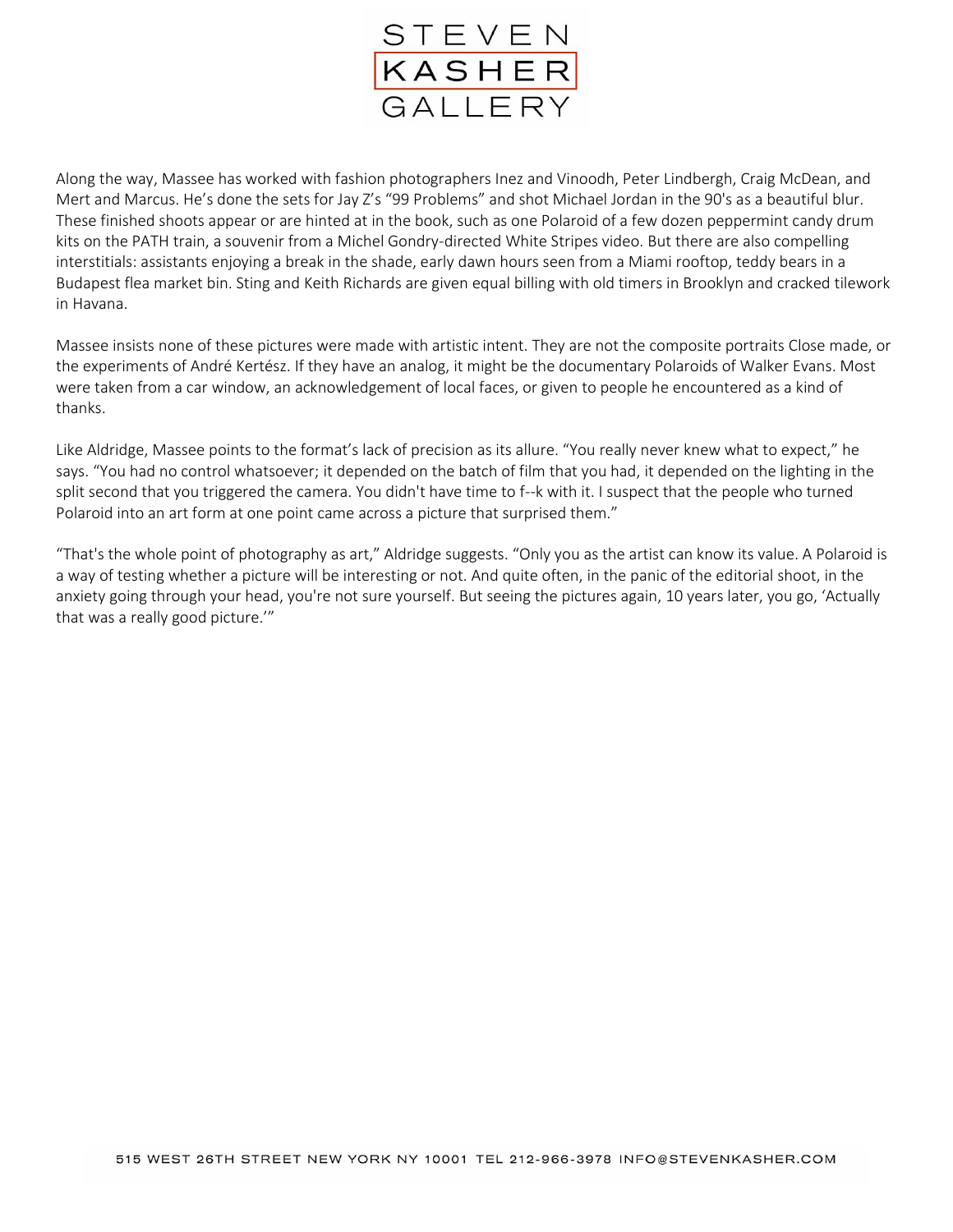Along the way, Massee has worked with fashion photographers Inez and Vinoodh, Peter Lindbergh, Craig McDean, and Mert and Marcus. He's done the sets for Jay Z's "99 Problems" and shot Michael Jordan in the 90's as a beautiful blur. These finished shoots appear or are hinted at in the book, such as one Polaroid of a few dozen peppermint candy drum kits on the PATH train, a souvenir from a Michel Gondry-directed White Stripes video. But there are also compelling interstitials: assistants enjoying a break in the shade, early dawn hours seen from a Miami rooftop, teddy bears in a Budapest flea market bin. Sting and Keith Richards are given equal billing with old timers in Brooklyn and cracked tilework in Havana.

Massee insists none of these pictures were made with artistic intent. They are not the composite portraits Close made, or the experiments of André Kertész. If they have an analog, it might be the documentary Polaroids of Walker Evans. Most were taken from a car window, an acknowledgement of local faces, or given to people he encountered as a kind of thanks.

Like Aldridge, Massee points to the format's lack of precision as its allure. "You really never knew what to expect," he says. "You had no control whatsoever; it depended on the batch of film that you had, it depended on the lighting in the split second that you triggered the camera. You didn't have time to f--k with it. I suspect that the people who turned Polaroid into an art form at one point came across a picture that surprised them."

"That's the whole point of photography as art," Aldridge suggests. "Only you as the artist can know its value. A Polaroid is a way of testing whether a picture will be interesting or not. And quite often, in the panic of the editorial shoot, in the anxiety going through your head, you're not sure yourself. But seeing the pictures again, 10 years later, you go, 'Actually that was a really good picture.'"